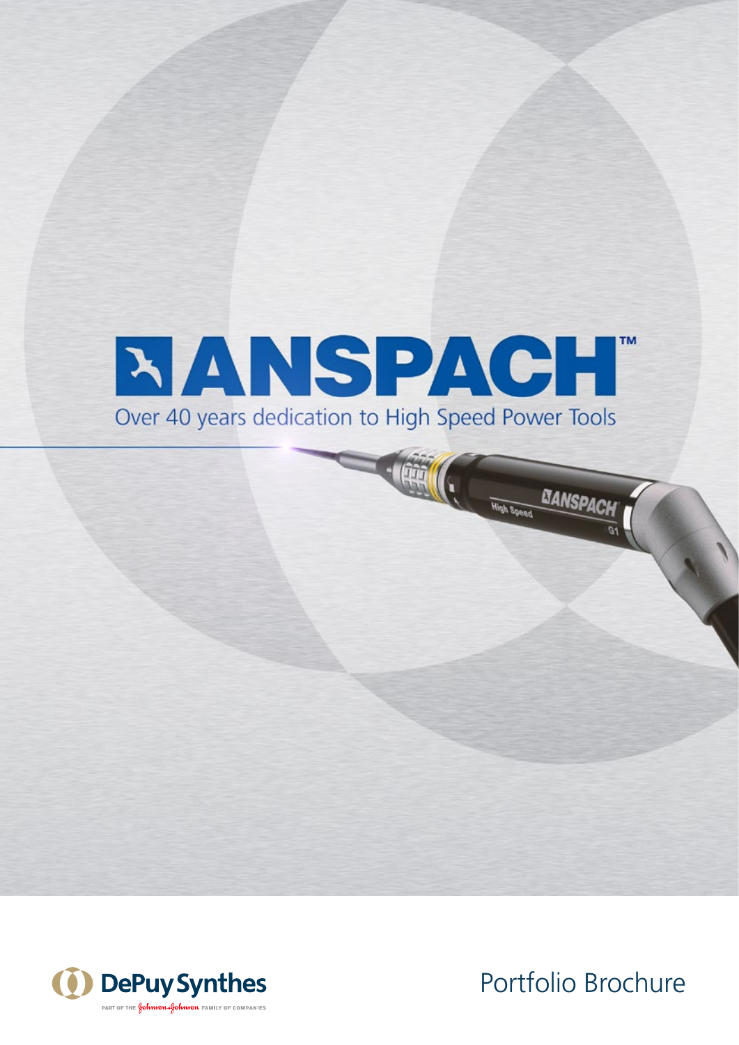# ANSPACH™

Over 40 years dedication to High Speed Power Tools

DePuy Synthes

PART OF THE Johnson & Johnson FAMILY OF COMPANIES

Portfolio Brochure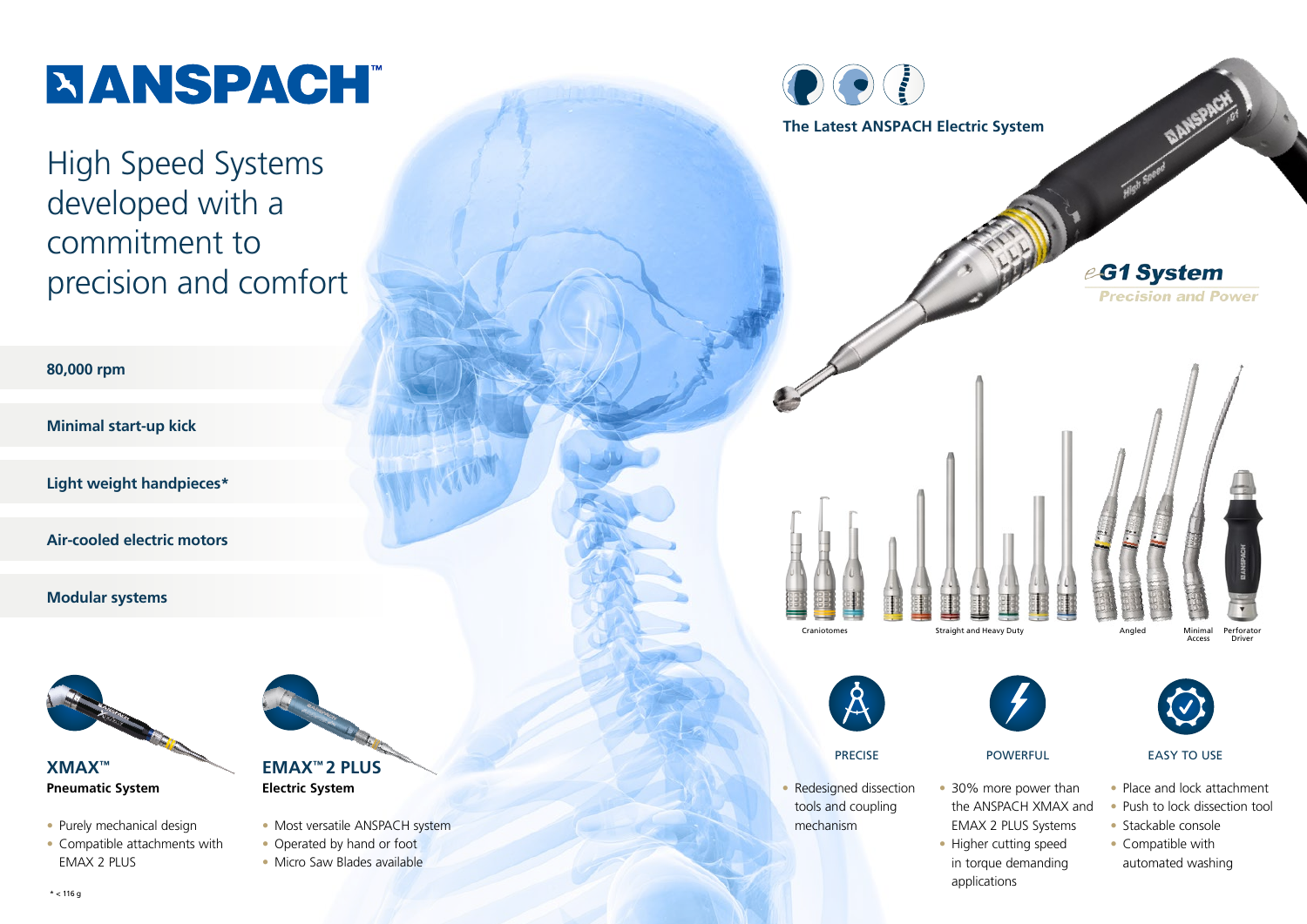# ANSPACH™

## High Speed Systems developed with a commitment to precision and comfort

**80,000 rpm**

**Minimal start-up kick**

**Light weight handpieces***

**Air-cooled electric motors**

**Modular systems**

### XMAX™

**Pneumatic System**

- Purely mechanical design
- Compatible attachments with EMAX 2 PLUS

### EMAX™ 2 PLUS

**Electric System**

- Most versatile ANSPACH system
- Operated by hand or foot
- Micro Saw Blades available

\* < 116 g

### The Latest ANSPACH Electric System

**eG1 System**

*Precision and Power*

Craniotomes | Straight and Heavy Duty | Angled | Minimal Access | Perforator Driver

#### PRECISE

- Redesigned dissection tools and coupling mechanism

#### POWERFUL

- 30% more power than the ANSPACH XMAX and EMAX 2 PLUS Systems
- Higher cutting speed in torque demanding applications

#### EASY TO USE

- Place and lock attachment
- Push to lock dissection tool
- Stackable console
- Compatible with automated washing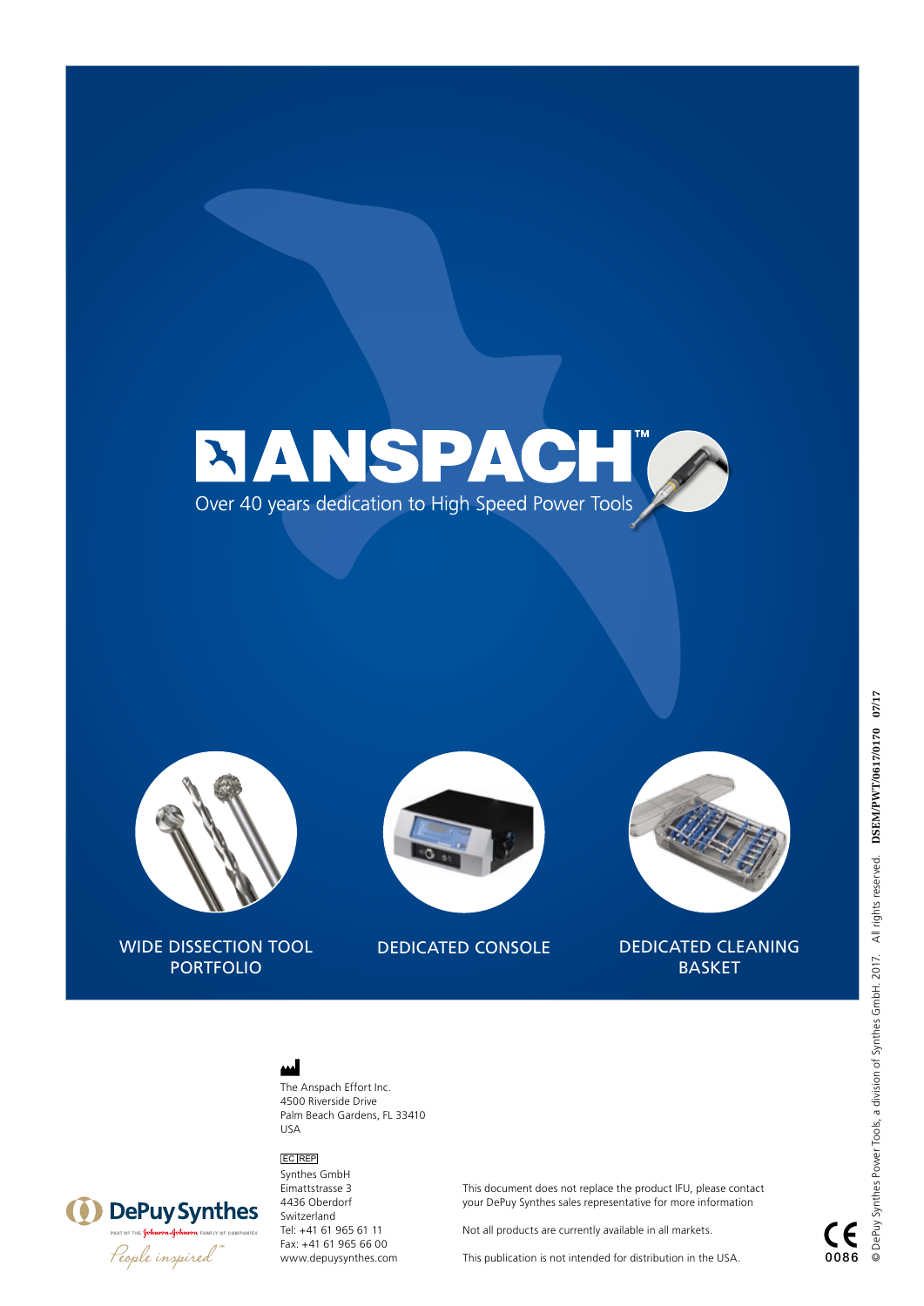# ANSPACH™

Over 40 years dedication to High Speed Power Tools

WIDE DISSECTION TOOL PORTFOLIO

DEDICATED CONSOLE

DEDICATED CLEANING BASKET

The Anspach Effort Inc.
4500 Riverside Drive
Palm Beach Gardens, FL 33410
USA

EC REP

Synthes GmbH
Eimattstrasse 3
4436 Oberdorf
Switzerland
Tel: +41 61 965 61 11
Fax: +41 61 965 66 00
www.depuysynthes.com

This document does not replace the product IFU, please contact your DePuy Synthes sales representative for more information

Not all products are currently available in all markets.

This publication is not intended for distribution in the USA.

DePuy Synthes
PART OF THE Johnson & Johnson FAMILY OF COMPANIES
People inspired™

CE 0086

© DePuy Synthes Power Tools, a division of Synthes GmbH. 2017. All rights reserved. DSEM/PWT/0617/0170 07/17